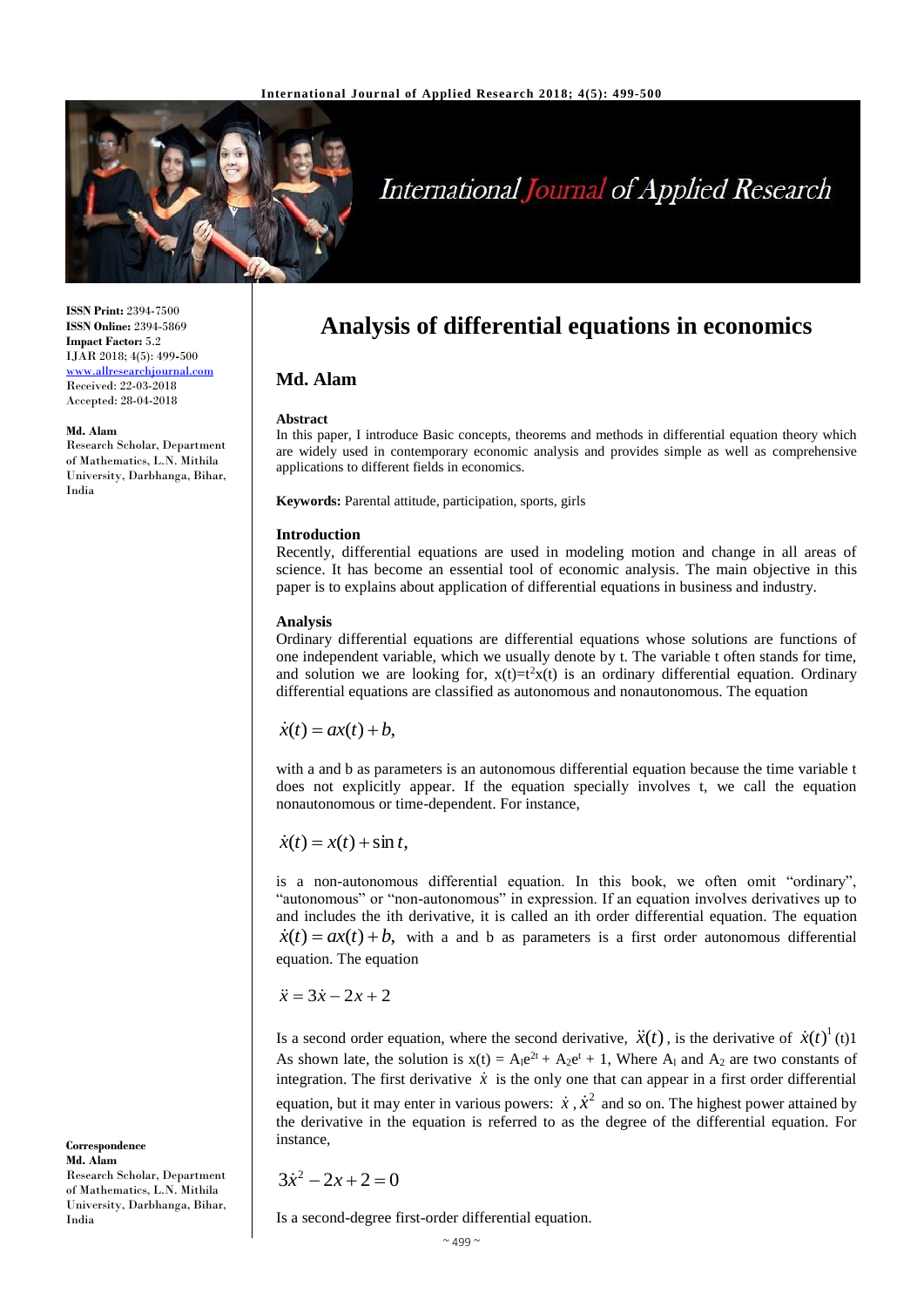**ISSN Print:** 2394-7500
**ISSN Online:** 2394-5869
**Impact Factor:** 5.2
IJAR 2018; 4(5): 499-500
www.allresearchjournal.com
Received: 22-03-2018
Accepted: 28-04-2018

**Md. Alam**
Research Scholar, Department of Mathematics, L.N. Mithila University, Darbhanga, Bihar, India

**Correspondence**
**Md. Alam**
Research Scholar, Department of Mathematics, L.N. Mithila University, Darbhanga, Bihar, India

# Analysis of differential equations in economics

## Md. Alam

### Abstract

In this paper, I introduce Basic concepts, theorems and methods in differential equation theory which are widely used in contemporary economic analysis and provides simple as well as comprehensive applications to different fields in economics.

**Keywords:** Parental attitude, participation, sports, girls

### Introduction

Recently, differential equations are used in modeling motion and change in all areas of science. It has become an essential tool of economic analysis. The main objective in this paper is to explains about application of differential equations in business and industry.

### Analysis

Ordinary differential equations are differential equations whose solutions are functions of one independent variable, which we usually denote by t. The variable t often stands for time, and solution we are looking for, $x(t)=t^2x(t)$ is an ordinary differential equation. Ordinary differential equations are classified as autonomous and nonautonomous. The equation

$$\dot{x}(t) = ax(t) + b,$$

with a and b as parameters is an autonomous differential equation because the time variable t does not explicitly appear. If the equation specially involves t, we call the equation nonautonomous or time-dependent. For instance,

$$\dot{x}(t) = x(t) + \sin t,$$

is a non-autonomous differential equation. In this book, we often omit "ordinary", "autonomous" or "non-autonomous" in expression. If an equation involves derivatives up to and includes the ith derivative, it is called an ith order differential equation. The equation $\dot{x}(t) = ax(t) + b,$ with a and b as parameters is a first order autonomous differential equation. The equation

$$\ddot{x} = 3\dot{x} - 2x + 2$$

Is a second order equation, where the second derivative, $\ddot{x}(t)$, is the derivative of $\dot{x}(t)^1$ (t)1 As shown late, the solution is $x(t) = A_1e^{2t} + A_2e^t + 1$, Where $A_1$ and $A_2$ are two constants of integration. The first derivative $\dot{x}$ is the only one that can appear in a first order differential equation, but it may enter in various powers: $\dot{x}$, $\dot{x}^2$ and so on. The highest power attained by the derivative in the equation is referred to as the degree of the differential equation. For instance,

$$3\dot{x}^2 - 2x + 2 = 0$$

Is a second-degree first-order differential equation.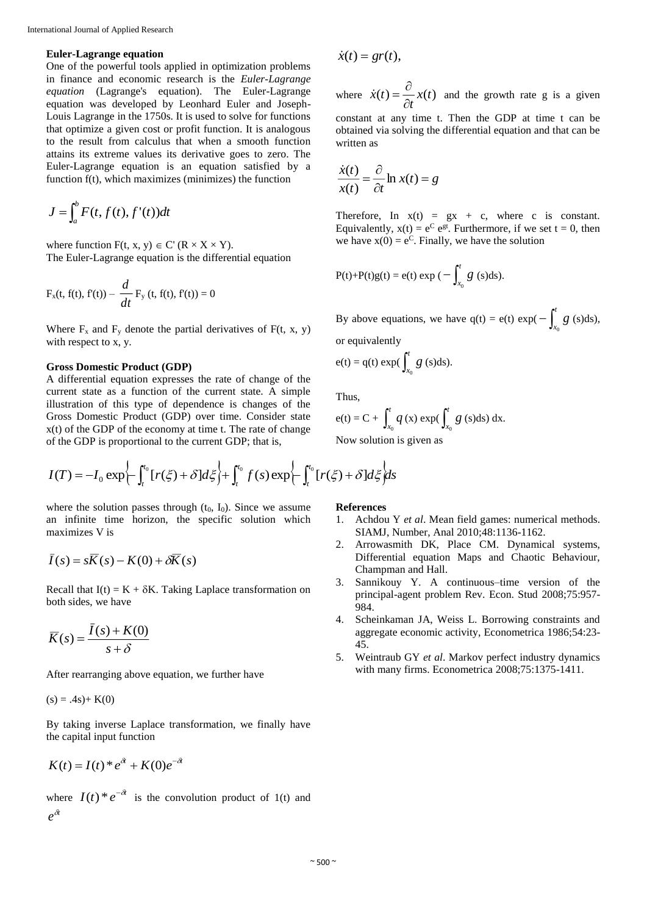### Euler-Lagrange equation

One of the powerful tools applied in optimization problems in finance and economic research is the *Euler-Lagrange equation* (Lagrange's equation). The Euler-Lagrange equation was developed by Leonhard Euler and Joseph-Louis Lagrange in the 1750s. It is used to solve for functions that optimize a given cost or profit function. It is analogous to the result from calculus that when a smooth function attains its extreme values its derivative goes to zero. The Euler-Lagrange equation is an equation satisfied by a function f(t), which maximizes (minimizes) the function

$$J = \int_a^b F(t, f(t), f'(t))dt$$

where function $F(t, x, y) \in C' (R \times X \times Y)$.

The Euler-Lagrange equation is the differential equation

$$F_x(t, f(t), f'(t)) - \frac{d}{dt} F_y (t, f(t), f'(t)) = 0$$

Where $F_x$ and $F_y$ denote the partial derivatives of F(t, x, y) with respect to x, y.

### Gross Domestic Product (GDP)

A differential equation expresses the rate of change of the current state as a function of the current state. A simple illustration of this type of dependence is changes of the Gross Domestic Product (GDP) over time. Consider state x(t) of the GDP of the economy at time t. The rate of change of the GDP is proportional to the current GDP; that is,

$$\dot{x}(t) = gr(t),$$

where $\dot{x}(t) = \frac{\partial}{\partial t} x(t)$ and the growth rate g is a given constant at any time t. Then the GDP at time t can be obtained via solving the differential equation and that can be written as

$$\frac{\dot{x}(t)}{x(t)} = \frac{\partial}{\partial t} \ln x(t) = g$$

Therefore, ln x(t) = gx + c, where c is constant. Equivalently, $x(t) = e^C e^{gt}$. Furthermore, if we set t = 0, then we have $x(0) = e^C$. Finally, we have the solution

$$P(t)+P(t)g(t) = e(t) \exp(-\int_{x_0}^t g(s)ds).$$

By above equations, we have $q(t) = e(t) \exp(-\int_{x_0}^t g(s)ds)$, or equivalently

$$e(t) = q(t) \exp(\int_{x_0}^t g(s)ds).$$

Thus,

$$e(t) = C + \int_{x_0}^t q(x) \exp(\int_{x_0}^t g(s)ds) dx.$$

Now solution is given as

$$I(T) = -I_0 \exp\left\{-\int_t^{t_0} [r(\xi) + \delta]d\xi\right\} + \int_t^{t_0} f(s) \exp\left\{-\int_t^{t_0} [r(\xi) + \delta]d\xi\right\} ds$$

where the solution passes through $(t_0, I_0)$. Since we assume an infinite time horizon, the specific solution which maximizes V is

$$\bar{I}(s) = s\bar{K}(s) - K(0) + \delta\bar{K}(s)$$

Recall that $I(t) = K + \delta K$. Taking Laplace transformation on both sides, we have

$$\bar{K}(s) = \frac{\bar{I}(s) + K(0)}{s + \delta}$$

After rearranging above equation, we further have

(s) = .4s)+ K(0)

By taking inverse Laplace transformation, we finally have the capital input function

$$K(t) = I(t) * e^{\delta t} + K(0)e^{-\delta t}$$

where $I(t) * e^{-\delta t}$ is the convolution product of 1(t) and $e^{\delta t}$

### References

1. Achdou Y *et al*. Mean field games: numerical methods. SIAMJ, Number, Anal 2010;48:1136-1162.
2. Arrowasmith DK, Place CM. Dynamical systems, Differential equation Maps and Chaotic Behaviour, Champman and Hall.
3. Sannikouy Y. A continuous–time version of the principal-agent problem Rev. Econ. Stud 2008;75:957-984.
4. Scheinkaman JA, Weiss L. Borrowing constraints and aggregate economic activity, Econometrica 1986;54:23-45.
5. Weintraub GY *et al*. Markov perfect industry dynamics with many firms. Econometrica 2008;75:1375-1411.